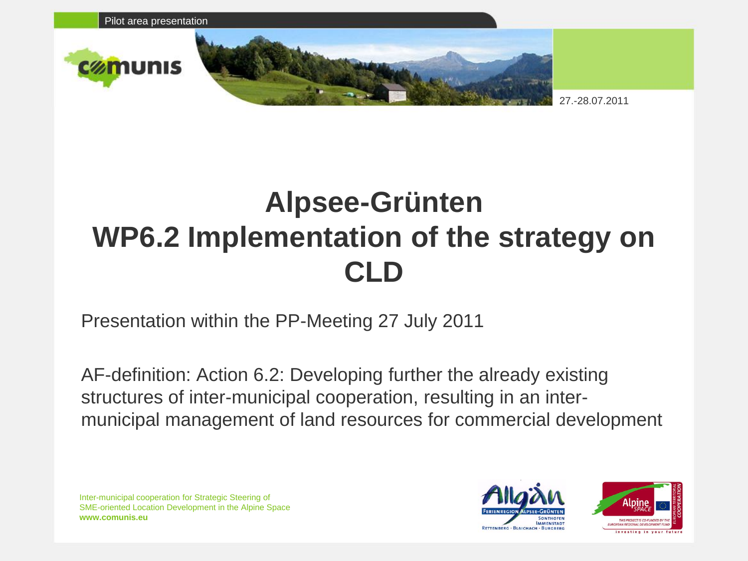Pilot area presentation

27.-28.07.2011

# Alpsee-Grünten WP6.2 Implementation of the strategy on CLD

Presentation within the PP-Meeting 27 July 2011

AF-definition: Action 6.2: Developing further the already existing structures of inter-municipal cooperation, resulting in an inter-municipal management of land resources for commercial development

Inter-municipal cooperation for Strategic Steering of SME-oriented Location Development in the Alpine Space
**www.comunis.eu**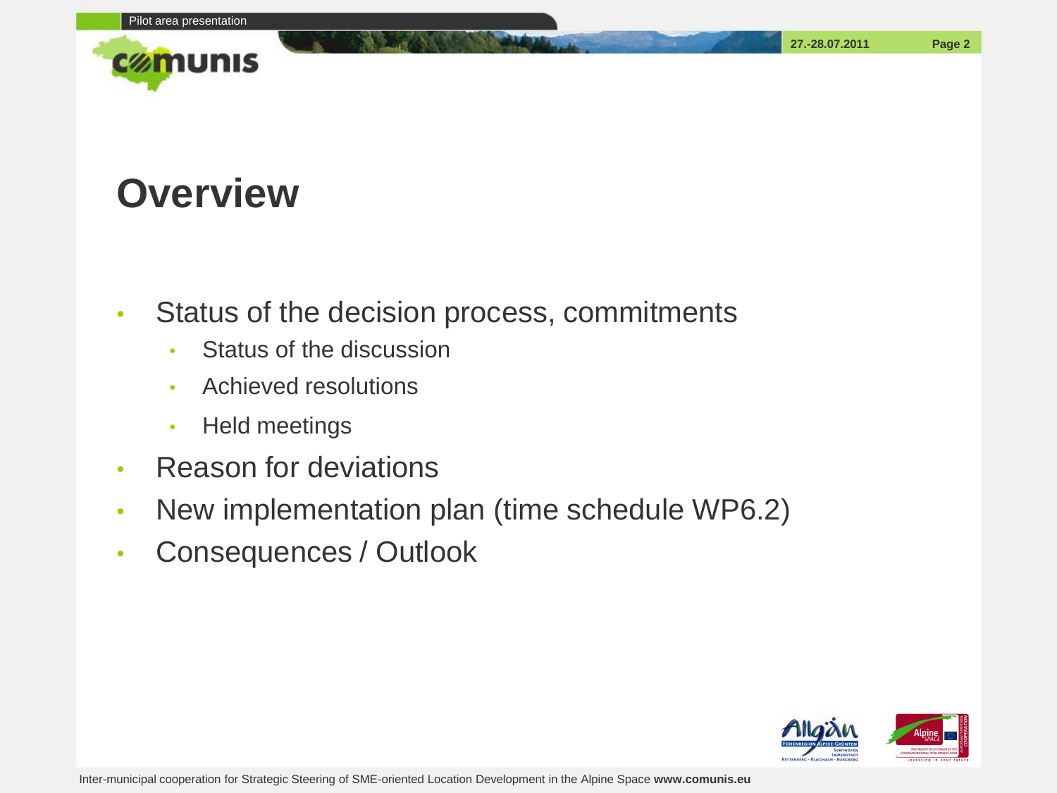# Overview

- Status of the decision process, commitments
  - Status of the discussion
  - Achieved resolutions
  - Held meetings
- Reason for deviations
- New implementation plan (time schedule WP6.2)
- Consequences / Outlook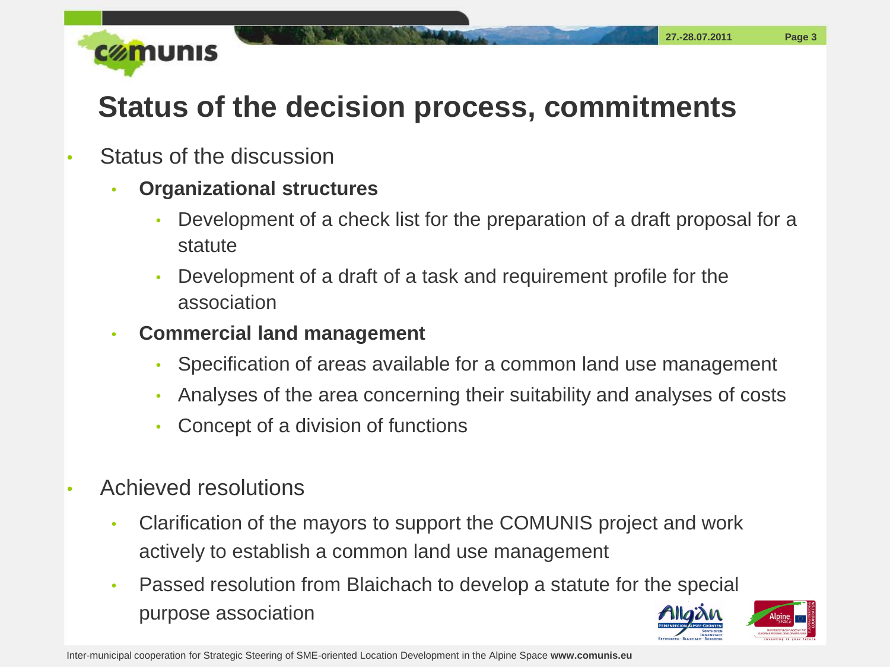# Status of the decision process, commitments

- Status of the discussion
  - **Organizational structures**
    - Development of a check list for the preparation of a draft proposal for a statute
    - Development of a draft of a task and requirement profile for the association
  - **Commercial land management**
    - Specification of areas available for a common land use management
    - Analyses of the area concerning their suitability and analyses of costs
    - Concept of a division of functions
- Achieved resolutions
  - Clarification of the mayors to support the COMUNIS project and work actively to establish a common land use management
  - Passed resolution from Blaichach to develop a statute for the special purpose association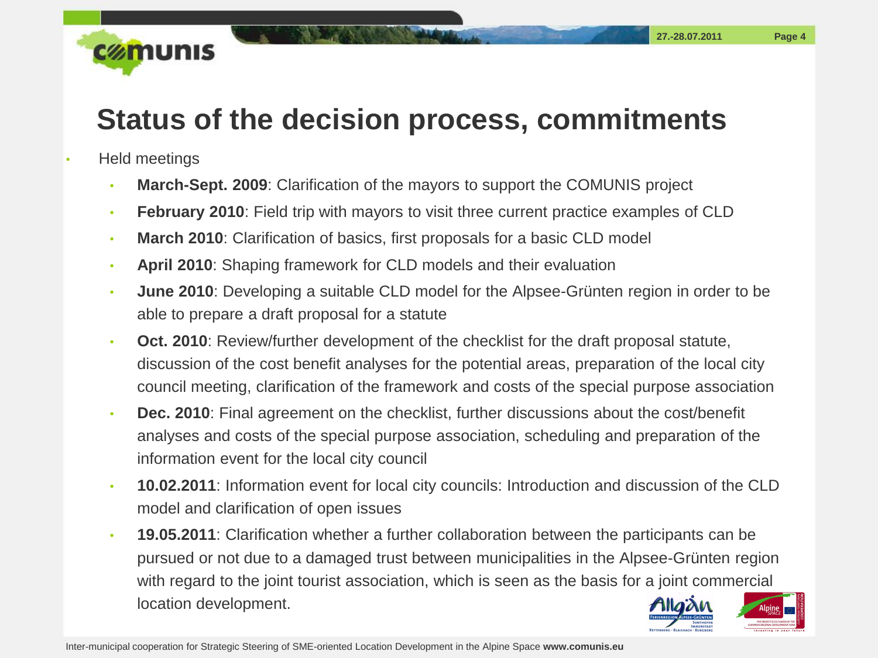# Status of the decision process, commitments

- Held meetings
  - **March-Sept. 2009**: Clarification of the mayors to support the COMUNIS project
  - **February 2010**: Field trip with mayors to visit three current practice examples of CLD
  - **March 2010**: Clarification of basics, first proposals for a basic CLD model
  - **April 2010**: Shaping framework for CLD models and their evaluation
  - **June 2010**: Developing a suitable CLD model for the Alpsee-Grünten region in order to be able to prepare a draft proposal for a statute
  - **Oct. 2010**: Review/further development of the checklist for the draft proposal statute, discussion of the cost benefit analyses for the potential areas, preparation of the local city council meeting, clarification of the framework and costs of the special purpose association
  - **Dec. 2010**: Final agreement on the checklist, further discussions about the cost/benefit analyses and costs of the special purpose association, scheduling and preparation of the information event for the local city council
  - **10.02.2011**: Information event for local city councils: Introduction and discussion of the CLD model and clarification of open issues
  - **19.05.2011**: Clarification whether a further collaboration between the participants can be pursued or not due to a damaged trust between municipalities in the Alpsee-Grünten region with regard to the joint tourist association, which is seen as the basis for a joint commercial location development.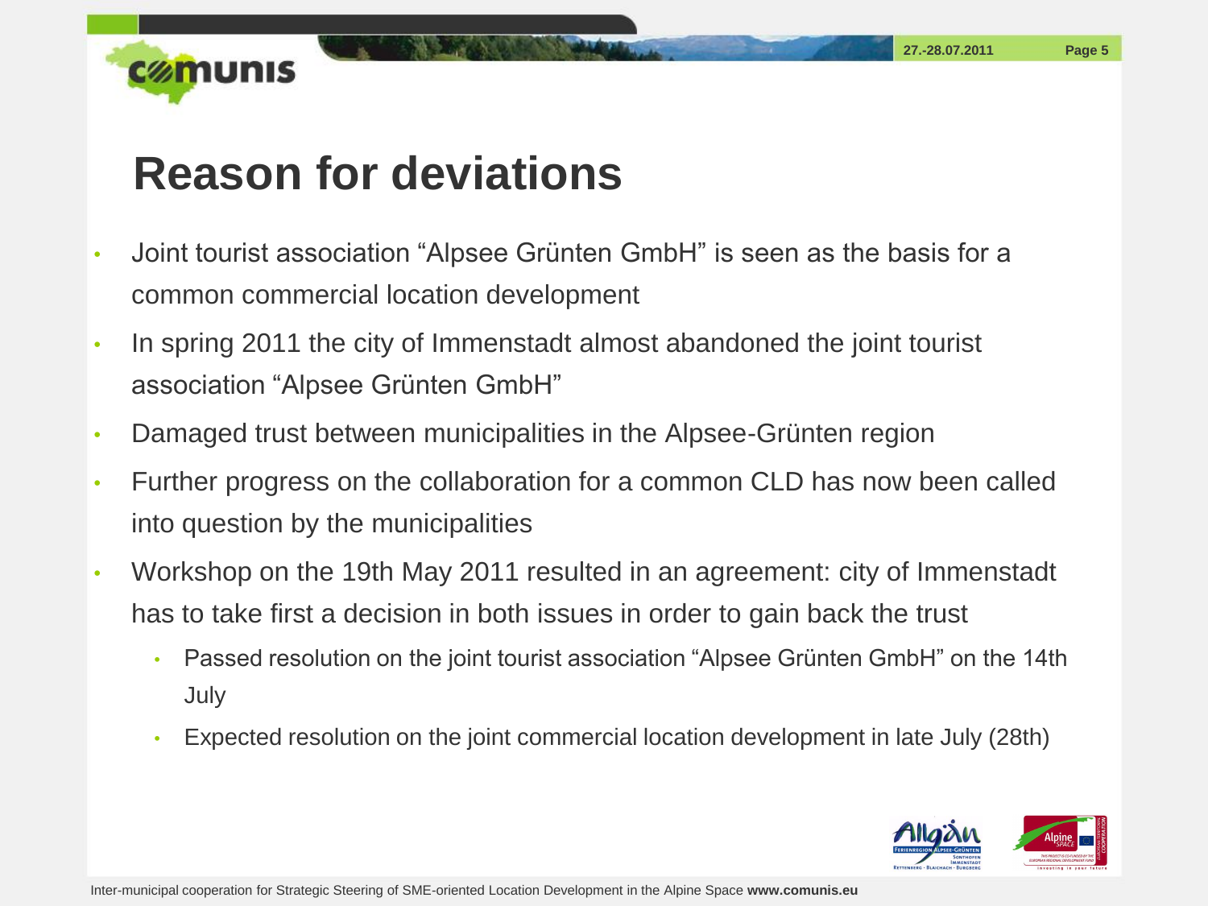# Reason for deviations

- Joint tourist association "Alpsee Grünten GmbH" is seen as the basis for a common commercial location development
- In spring 2011 the city of Immenstadt almost abandoned the joint tourist association "Alpsee Grünten GmbH"
- Damaged trust between municipalities in the Alpsee-Grünten region
- Further progress on the collaboration for a common CLD has now been called into question by the municipalities
- Workshop on the 19th May 2011 resulted in an agreement: city of Immenstadt has to take first a decision in both issues in order to gain back the trust
  - Passed resolution on the joint tourist association "Alpsee Grünten GmbH" on the 14th July
  - Expected resolution on the joint commercial location development in late July (28th)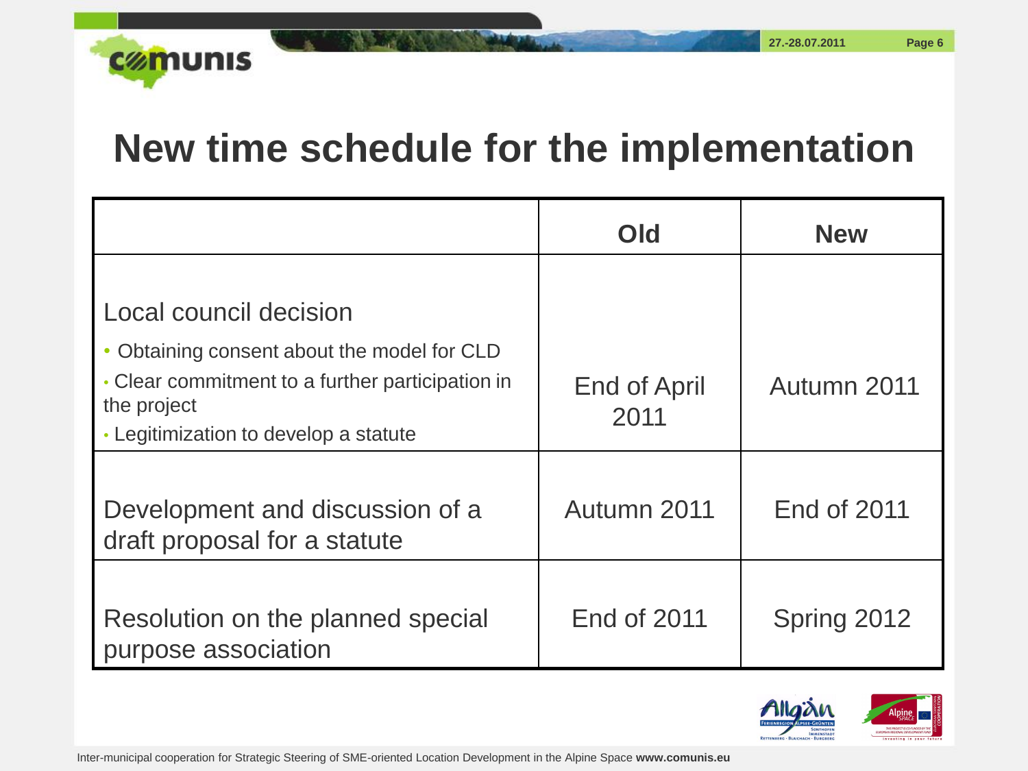# New time schedule for the implementation

| | Old | New |
|---|---|---|
| Local council decision<br>• Obtaining consent about the model for CLD<br>• Clear commitment to a further participation in the project<br>• Legitimization to develop a statute | End of April 2011 | Autumn 2011 |
| Development and discussion of a draft proposal for a statute | Autumn 2011 | End of 2011 |
| Resolution on the planned special purpose association | End of 2011 | Spring 2012 |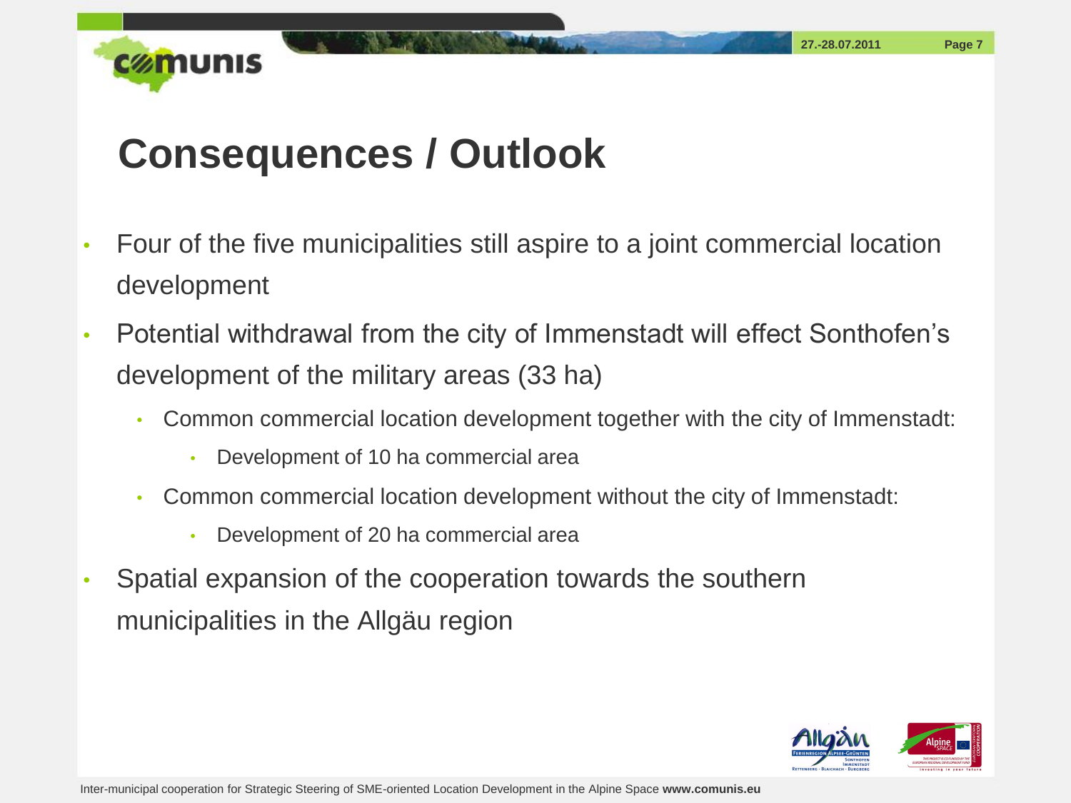# Consequences / Outlook

- Four of the five municipalities still aspire to a joint commercial location development
- Potential withdrawal from the city of Immenstadt will effect Sonthofen's development of the military areas (33 ha)
  - Common commercial location development together with the city of Immenstadt:
    - Development of 10 ha commercial area
  - Common commercial location development without the city of Immenstadt:
    - Development of 20 ha commercial area
- Spatial expansion of the cooperation towards the southern municipalities in the Allgäu region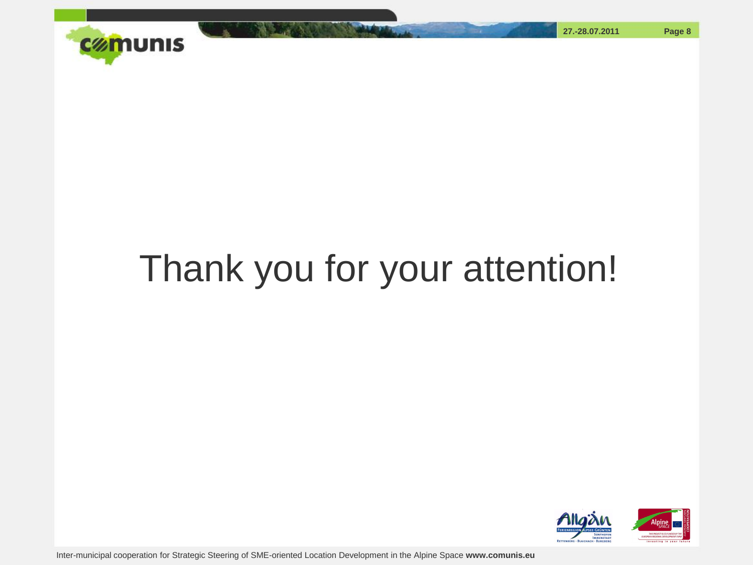Thank you for your attention!